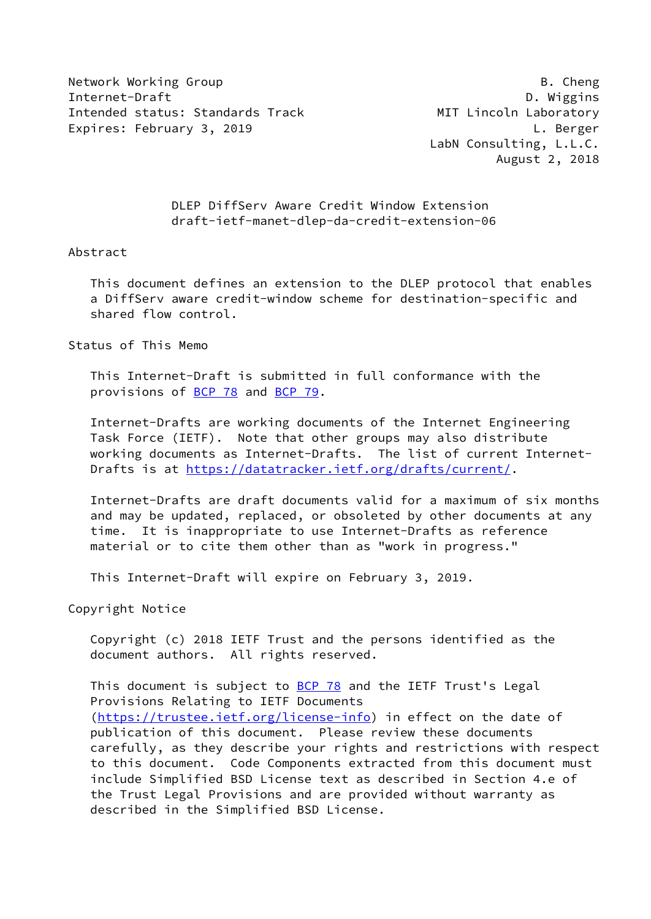Network Working Group B. Cheng
Internet-Draft D. Wiggins
Intended status: Standards Track MIT Lincoln Laboratory
Expires: February 3, 2019 L. Berger
LabN Consulting, L.L.C.
August 2, 2018

# DLEP DiffServ Aware Credit Window Extension
draft-ietf-manet-dlep-da-credit-extension-06

## Abstract

This document defines an extension to the DLEP protocol that enables a DiffServ aware credit-window scheme for destination-specific and shared flow control.

## Status of This Memo

This Internet-Draft is submitted in full conformance with the provisions of BCP 78 and BCP 79.

Internet-Drafts are working documents of the Internet Engineering Task Force (IETF). Note that other groups may also distribute working documents as Internet-Drafts. The list of current Internet-Drafts is at https://datatracker.ietf.org/drafts/current/.

Internet-Drafts are draft documents valid for a maximum of six months and may be updated, replaced, or obsoleted by other documents at any time. It is inappropriate to use Internet-Drafts as reference material or to cite them other than as "work in progress."

This Internet-Draft will expire on February 3, 2019.

## Copyright Notice

Copyright (c) 2018 IETF Trust and the persons identified as the document authors. All rights reserved.

This document is subject to BCP 78 and the IETF Trust's Legal Provisions Relating to IETF Documents (https://trustee.ietf.org/license-info) in effect on the date of publication of this document. Please review these documents carefully, as they describe your rights and restrictions with respect to this document. Code Components extracted from this document must include Simplified BSD License text as described in Section 4.e of the Trust Legal Provisions and are provided without warranty as described in the Simplified BSD License.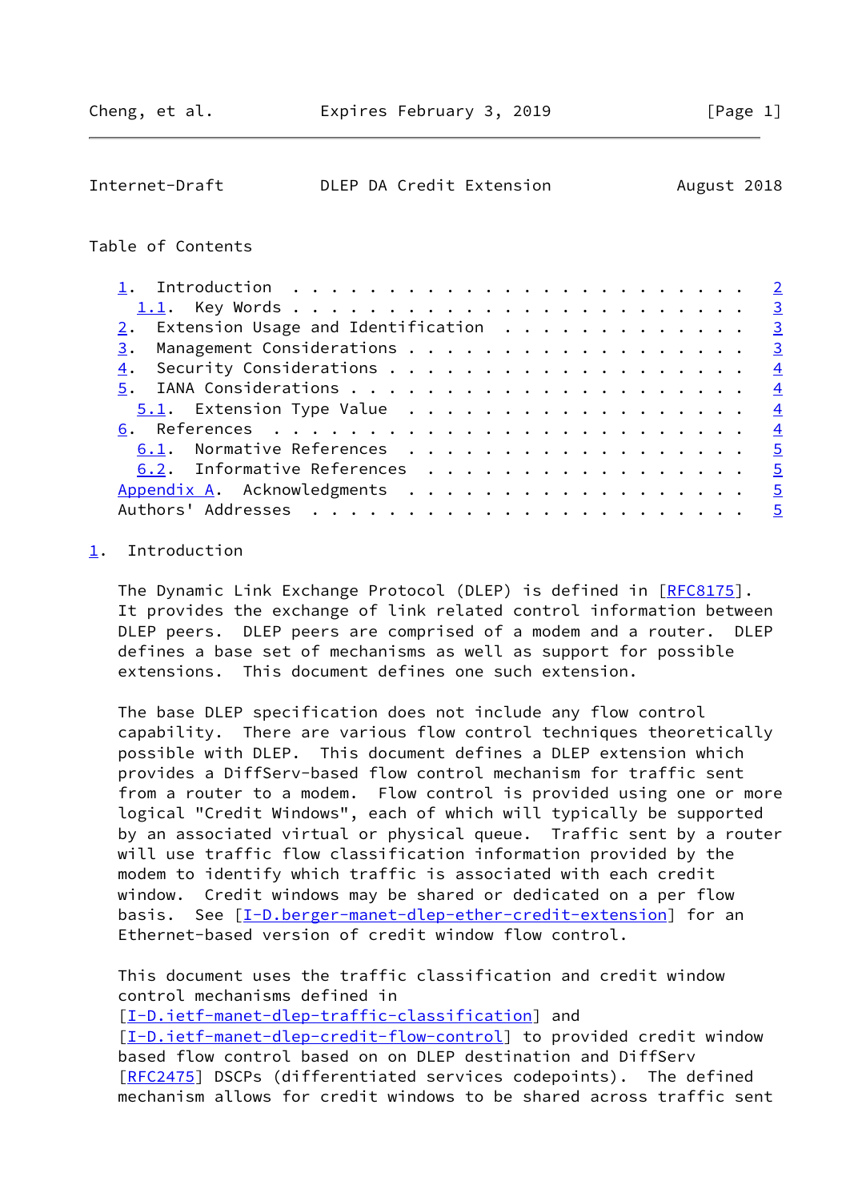Table of Contents

1. Introduction . . . . . . . . . . . . . . . . . . . . . . . . 2
   1.1. Key Words . . . . . . . . . . . . . . . . . . . . . . . 3
2. Extension Usage and Identification . . . . . . . . . . . . . 3
3. Management Considerations . . . . . . . . . . . . . . . . . . 3
4. Security Considerations . . . . . . . . . . . . . . . . . . . 4
5. IANA Considerations . . . . . . . . . . . . . . . . . . . . . 4
   5.1. Extension Type Value . . . . . . . . . . . . . . . . . . 4
6. References . . . . . . . . . . . . . . . . . . . . . . . . . 4
   6.1. Normative References . . . . . . . . . . . . . . . . . . 5
   6.2. Informative References . . . . . . . . . . . . . . . . . 5
Appendix A. Acknowledgments . . . . . . . . . . . . . . . . . . . 5
Authors' Addresses . . . . . . . . . . . . . . . . . . . . . . . 5

## 1. Introduction

The Dynamic Link Exchange Protocol (DLEP) is defined in [RFC8175]. It provides the exchange of link related control information between DLEP peers. DLEP peers are comprised of a modem and a router. DLEP defines a base set of mechanisms as well as support for possible extensions. This document defines one such extension.

The base DLEP specification does not include any flow control capability. There are various flow control techniques theoretically possible with DLEP. This document defines a DLEP extension which provides a DiffServ-based flow control mechanism for traffic sent from a router to a modem. Flow control is provided using one or more logical "Credit Windows", each of which will typically be supported by an associated virtual or physical queue. Traffic sent by a router will use traffic flow classification information provided by the modem to identify which traffic is associated with each credit window. Credit windows may be shared or dedicated on a per flow basis. See [I-D.berger-manet-dlep-ether-credit-extension] for an Ethernet-based version of credit window flow control.

This document uses the traffic classification and credit window control mechanisms defined in [I-D.ietf-manet-dlep-traffic-classification] and [I-D.ietf-manet-dlep-credit-flow-control] to provided credit window based flow control based on on DLEP destination and DiffServ [RFC2475] DSCPs (differentiated services codepoints). The defined mechanism allows for credit windows to be shared across traffic sent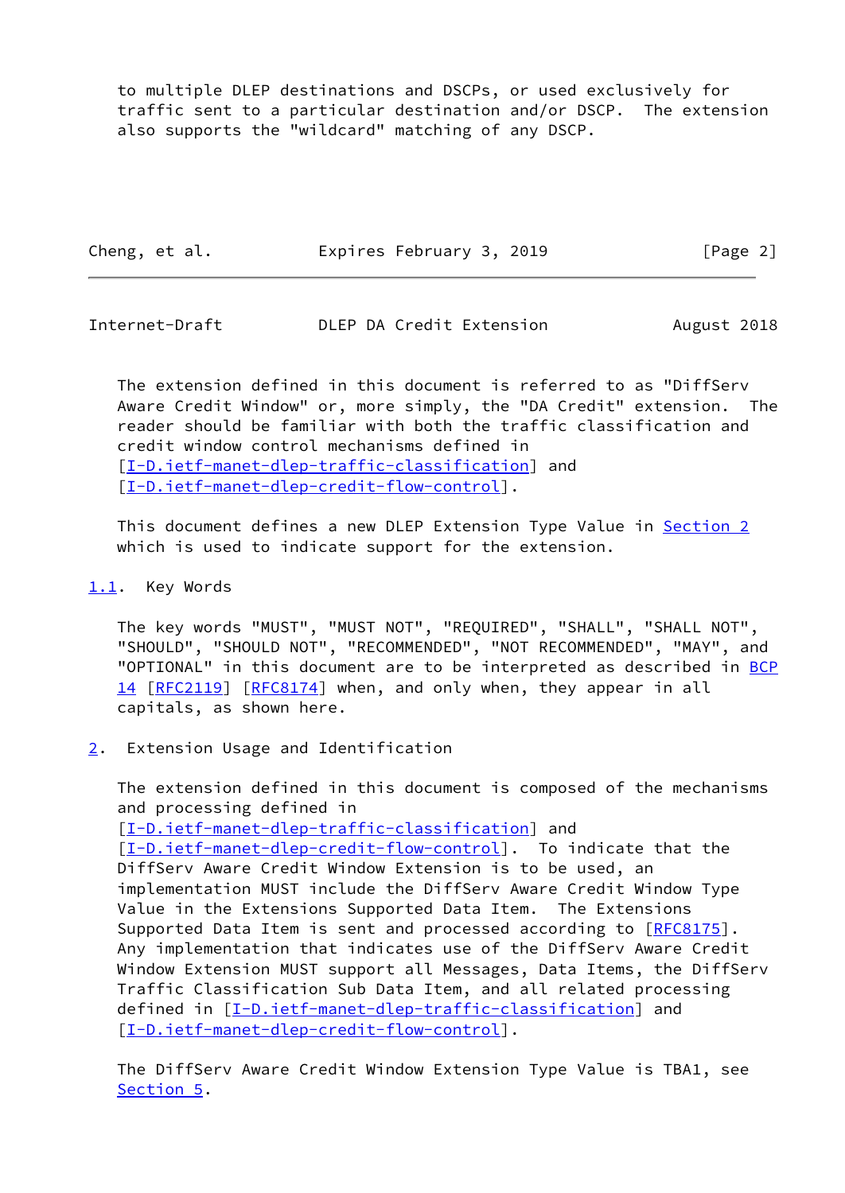to multiple DLEP destinations and DSCPs, or used exclusively for traffic sent to a particular destination and/or DSCP. The extension also supports the "wildcard" matching of any DSCP.

The extension defined in this document is referred to as "DiffServ Aware Credit Window" or, more simply, the "DA Credit" extension. The reader should be familiar with both the traffic classification and credit window control mechanisms defined in [I-D.ietf-manet-dlep-traffic-classification] and [I-D.ietf-manet-dlep-credit-flow-control].

This document defines a new DLEP Extension Type Value in Section 2 which is used to indicate support for the extension.

### 1.1. Key Words

The key words "MUST", "MUST NOT", "REQUIRED", "SHALL", "SHALL NOT", "SHOULD", "SHOULD NOT", "RECOMMENDED", "NOT RECOMMENDED", "MAY", and "OPTIONAL" in this document are to be interpreted as described in BCP 14 [RFC2119] [RFC8174] when, and only when, they appear in all capitals, as shown here.

## 2. Extension Usage and Identification

The extension defined in this document is composed of the mechanisms and processing defined in [I-D.ietf-manet-dlep-traffic-classification] and [I-D.ietf-manet-dlep-credit-flow-control]. To indicate that the DiffServ Aware Credit Window Extension is to be used, an implementation MUST include the DiffServ Aware Credit Window Type Value in the Extensions Supported Data Item. The Extensions Supported Data Item is sent and processed according to [RFC8175]. Any implementation that indicates use of the DiffServ Aware Credit Window Extension MUST support all Messages, Data Items, the DiffServ Traffic Classification Sub Data Item, and all related processing defined in [I-D.ietf-manet-dlep-traffic-classification] and [I-D.ietf-manet-dlep-credit-flow-control].

The DiffServ Aware Credit Window Extension Type Value is TBA1, see Section 5.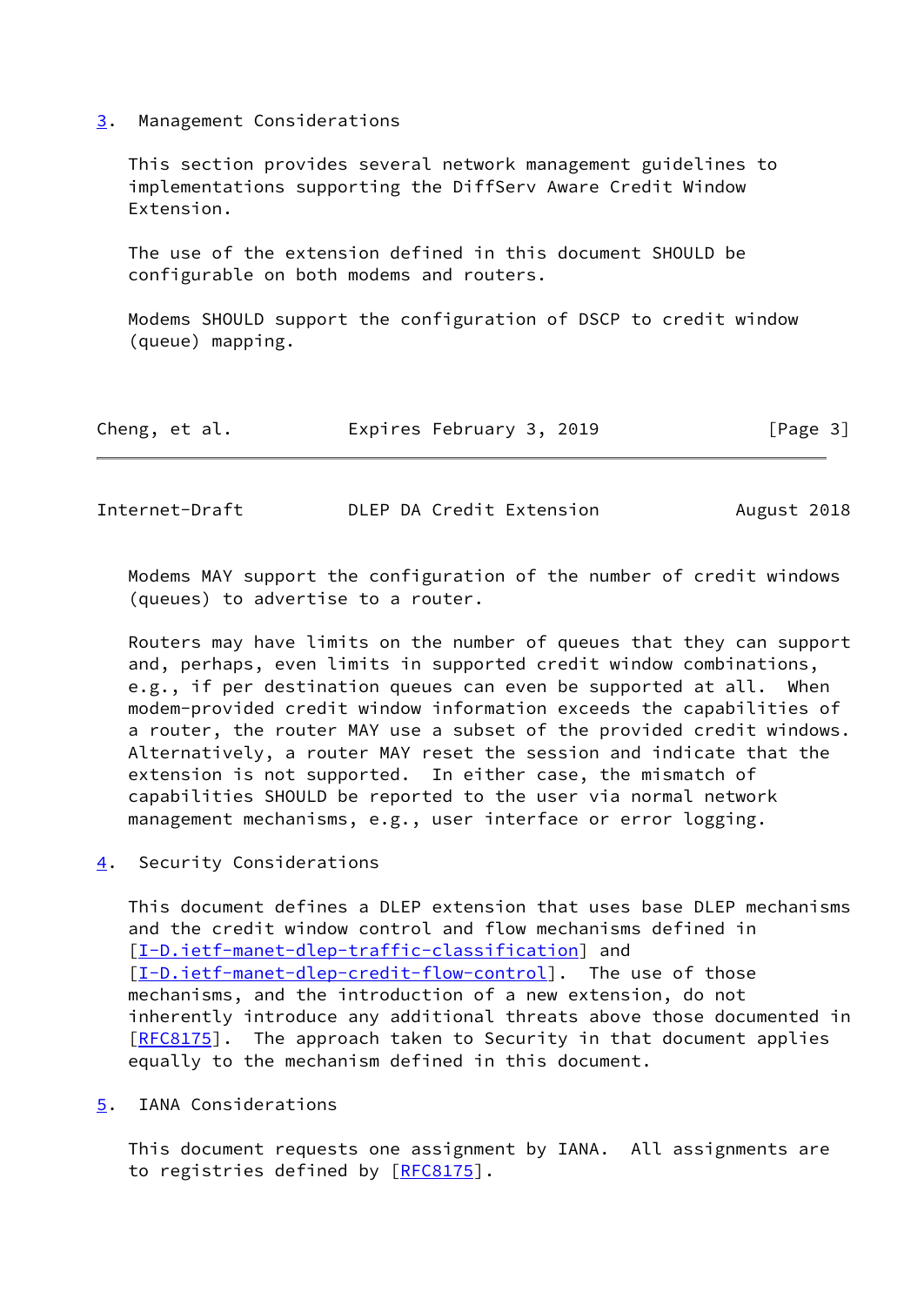## 3. Management Considerations

This section provides several network management guidelines to implementations supporting the DiffServ Aware Credit Window Extension.

The use of the extension defined in this document SHOULD be configurable on both modems and routers.

Modems SHOULD support the configuration of DSCP to credit window (queue) mapping.

Modems MAY support the configuration of the number of credit windows (queues) to advertise to a router.

Routers may have limits on the number of queues that they can support and, perhaps, even limits in supported credit window combinations, e.g., if per destination queues can even be supported at all. When modem-provided credit window information exceeds the capabilities of a router, the router MAY use a subset of the provided credit windows. Alternatively, a router MAY reset the session and indicate that the extension is not supported. In either case, the mismatch of capabilities SHOULD be reported to the user via normal network management mechanisms, e.g., user interface or error logging.

## 4. Security Considerations

This document defines a DLEP extension that uses base DLEP mechanisms and the credit window control and flow mechanisms defined in [I-D.ietf-manet-dlep-traffic-classification] and [I-D.ietf-manet-dlep-credit-flow-control]. The use of those mechanisms, and the introduction of a new extension, do not inherently introduce any additional threats above those documented in [RFC8175]. The approach taken to Security in that document applies equally to the mechanism defined in this document.

## 5. IANA Considerations

This document requests one assignment by IANA. All assignments are to registries defined by [RFC8175].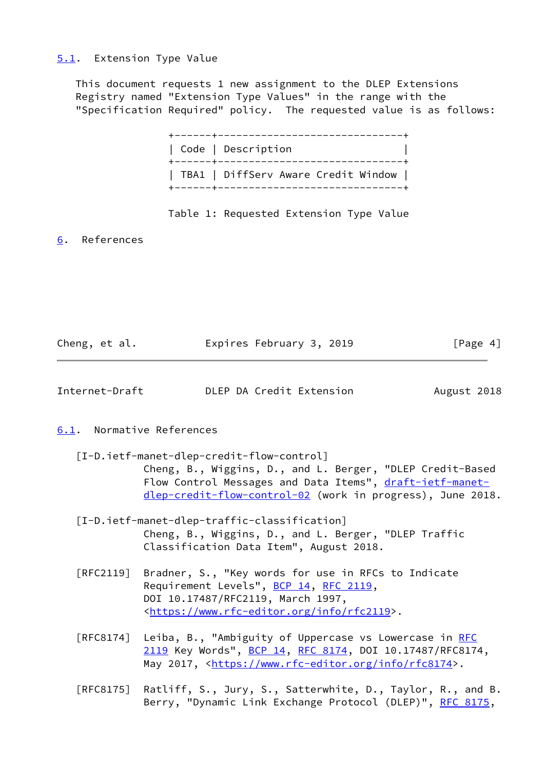### 5.1. Extension Type Value

This document requests 1 new assignment to the DLEP Extensions Registry named "Extension Type Values" in the range with the "Specification Required" policy. The requested value is as follows:

| Code | Description |
|---|---|
| TBA1 | DiffServ Aware Credit Window |

Table 1: Requested Extension Type Value

## 6. References

### 6.1. Normative References

[I-D.ietf-manet-dlep-credit-flow-control]
Cheng, B., Wiggins, D., and L. Berger, "DLEP Credit-Based Flow Control Messages and Data Items", draft-ietf-manet-dlep-credit-flow-control-02 (work in progress), June 2018.

[I-D.ietf-manet-dlep-traffic-classification]
Cheng, B., Wiggins, D., and L. Berger, "DLEP Traffic Classification Data Item", August 2018.

[RFC2119] Bradner, S., "Key words for use in RFCs to Indicate Requirement Levels", BCP 14, RFC 2119, DOI 10.17487/RFC2119, March 1997, <https://www.rfc-editor.org/info/rfc2119>.

[RFC8174] Leiba, B., "Ambiguity of Uppercase vs Lowercase in RFC 2119 Key Words", BCP 14, RFC 8174, DOI 10.17487/RFC8174, May 2017, <https://www.rfc-editor.org/info/rfc8174>.

[RFC8175] Ratliff, S., Jury, S., Satterwhite, D., Taylor, R., and B. Berry, "Dynamic Link Exchange Protocol (DLEP)", RFC 8175,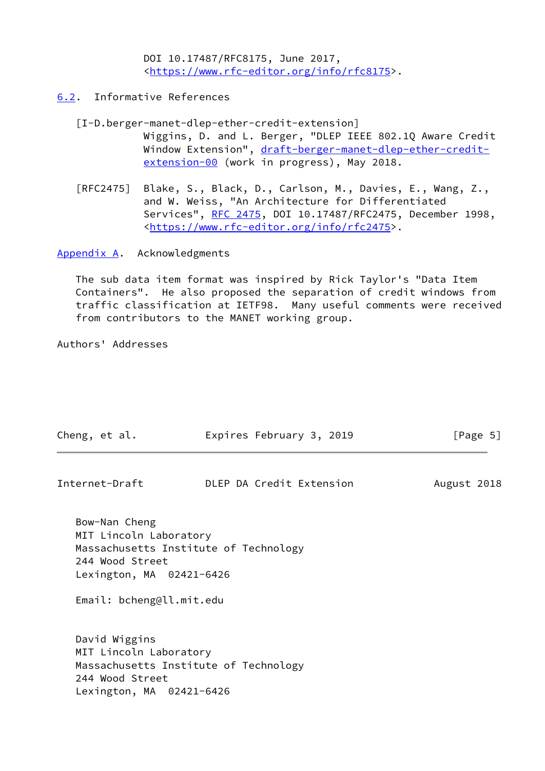DOI 10.17487/RFC8175, June 2017,
<https://www.rfc-editor.org/info/rfc8175>.

## 6.2. Informative References

[I-D.berger-manet-dlep-ether-credit-extension]
Wiggins, D. and L. Berger, "DLEP IEEE 802.1Q Aware Credit Window Extension", draft-berger-manet-dlep-ether-credit-extension-00 (work in progress), May 2018.

[RFC2475] Blake, S., Black, D., Carlson, M., Davies, E., Wang, Z., and W. Weiss, "An Architecture for Differentiated Services", RFC 2475, DOI 10.17487/RFC2475, December 1998, <https://www.rfc-editor.org/info/rfc2475>.

## Appendix A. Acknowledgments

The sub data item format was inspired by Rick Taylor's "Data Item Containers". He also proposed the separation of credit windows from traffic classification at IETF98. Many useful comments were received from contributors to the MANET working group.

## Authors' Addresses

Bow-Nan Cheng
MIT Lincoln Laboratory
Massachusetts Institute of Technology
244 Wood Street
Lexington, MA 02421-6426

Email: bcheng@ll.mit.edu

David Wiggins
MIT Lincoln Laboratory
Massachusetts Institute of Technology
244 Wood Street
Lexington, MA 02421-6426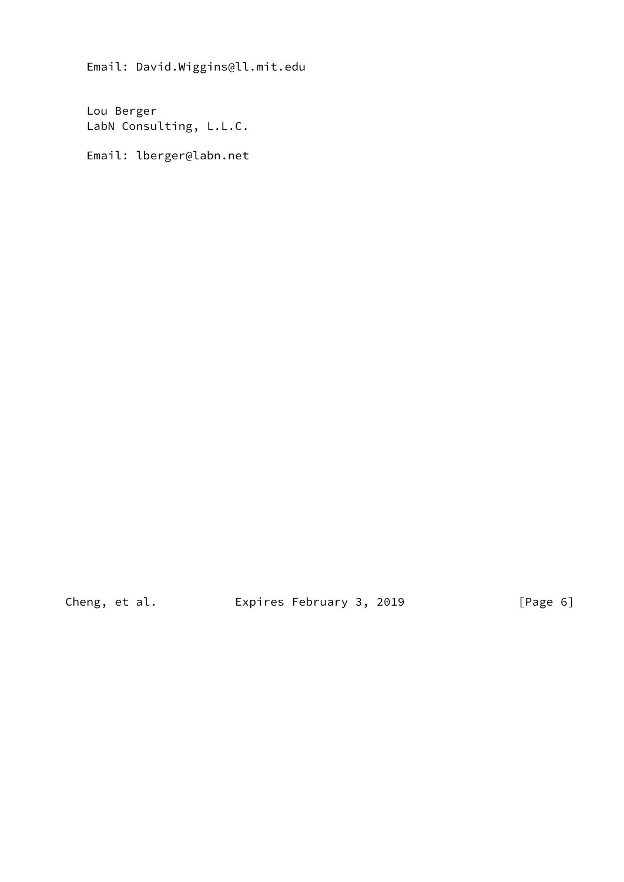Email: David.Wiggins@ll.mit.edu

Lou Berger
LabN Consulting, L.L.C.

Email: lberger@labn.net